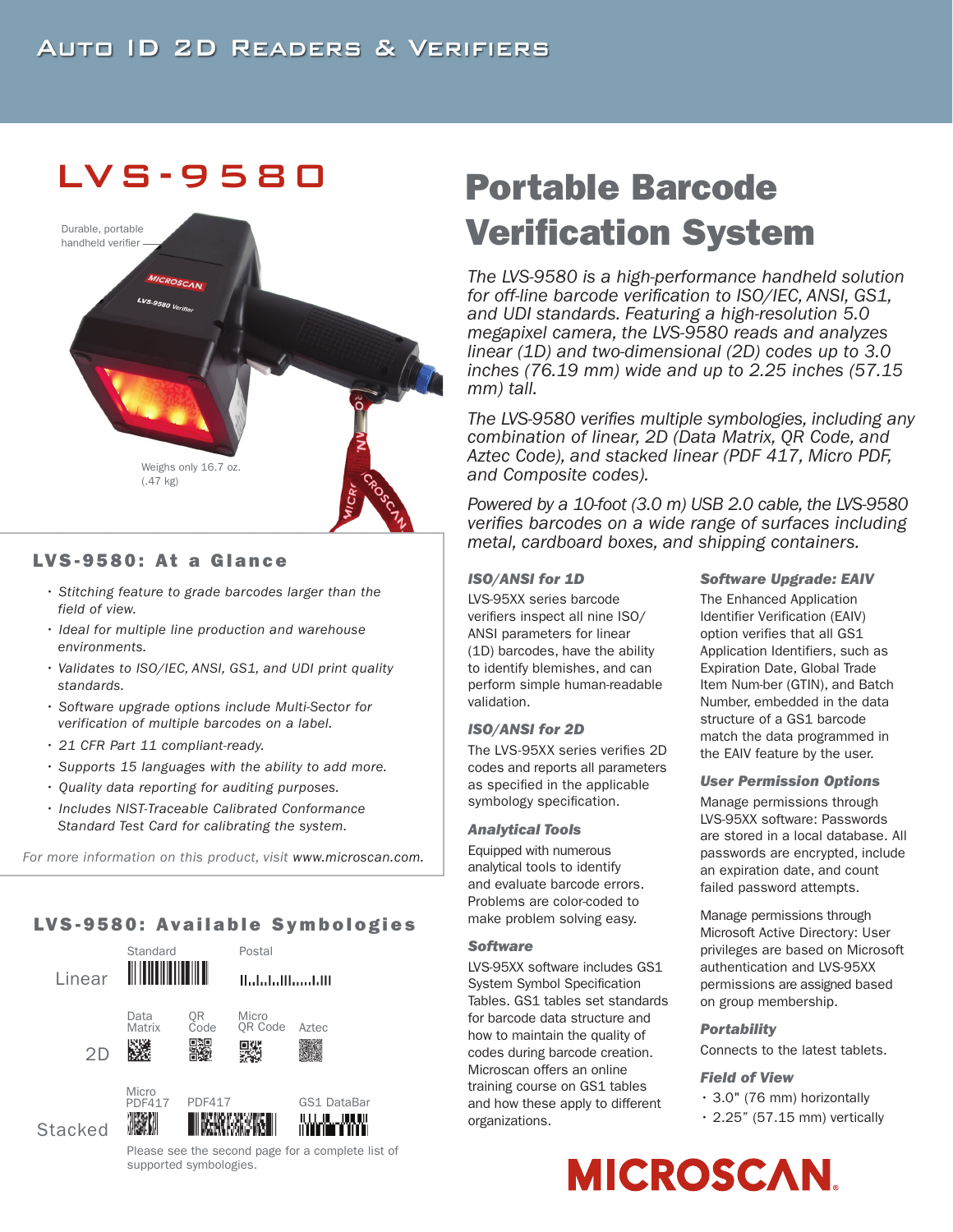# Auto ID 2D Readers & Verifiers

# LVS-9580

Durable, portable handheld verifier

Weighs only 16.7 oz. (.47 kg)

## LVS-9580: At a Glance

- *Stitching feature to grade barcodes larger than the field of view.*
- *Ideal for multiple line production and warehouse environments.*
- *Validates to ISO/IEC, ANSI, GS1, and UDI print quality standards.*
- *Software upgrade options include Multi-Sector for verification of multiple barcodes on a label.*
- *21 CFR Part 11 compliant-ready.*
- *Supports 15 languages with the ability to add more.*
- *Quality data reporting for auditing purposes.*
- *Includes NIST-Traceable Calibrated Conformance Standard Test Card for calibrating the system.*

*For more information on this product, visit* www.microscan.com.

## LVS-9580: Available Symbologies

**Linear:** Standard, Postal

**2D:** Data Matrix, QR Code, Micro QR Code, Aztec

**Stacked:** Micro PDF417, PDF417, GS1 DataBar

Please see the second page for a complete list of supported symbologies.

# Portable Barcode Verification System

*The LVS-9580 is a high-performance handheld solution for off-line barcode verification to ISO/IEC, ANSI, GS1, and UDI standards. Featuring a high-resolution 5.0 megapixel camera, the LVS-9580 reads and analyzes linear (1D) and two-dimensional (2D) codes up to 3.0 inches (76.19 mm) wide and up to 2.25 inches (57.15 mm) tall.*

*The LVS-9580 verifies multiple symbologies, including any combination of linear, 2D (Data Matrix, QR Code, and Aztec Code), and stacked linear (PDF 417, Micro PDF, and Composite codes).*

*Powered by a 10-foot (3.0 m) USB 2.0 cable, the LVS-9580 verifies barcodes on a wide range of surfaces including metal, cardboard boxes, and shipping containers.*

### ISO/ANSI for 1D

LVS-95XX series barcode verifiers inspect all nine ISO/ANSI parameters for linear (1D) barcodes, have the ability to identify blemishes, and can perform simple human-readable validation.

### ISO/ANSI for 2D

The LVS-95XX series verifies 2D codes and reports all parameters as specified in the applicable symbology specification.

### Analytical Tools

Equipped with numerous analytical tools to identify and evaluate barcode errors. Problems are color-coded to make problem solving easy.

### Software

LVS-95XX software includes GS1 System Symbol Specification Tables. GS1 tables set standards for barcode data structure and how to maintain the quality of codes during barcode creation. Microscan offers an online training course on GS1 tables and how these apply to different organizations.

### Software Upgrade: EAIV

The Enhanced Application Identifier Verification (EAIV) option verifies that all GS1 Application Identifiers, such as Expiration Date, Global Trade Item Num-ber (GTIN), and Batch Number, embedded in the data structure of a GS1 barcode match the data programmed in the EAIV feature by the user.

### User Permission Options

Manage permissions through LVS-95XX software: Passwords are stored in a local database. All passwords are encrypted, include an expiration date, and count failed password attempts.

Manage permissions through Microsoft Active Directory: User privileges are based on Microsoft authentication and LVS-95XX permissions are assigned based on group membership.

### Portability

Connects to the latest tablets.

### Field of View

- 3.0" (76 mm) horizontally
- 2.25" (57.15 mm) vertically

MICROSCAN.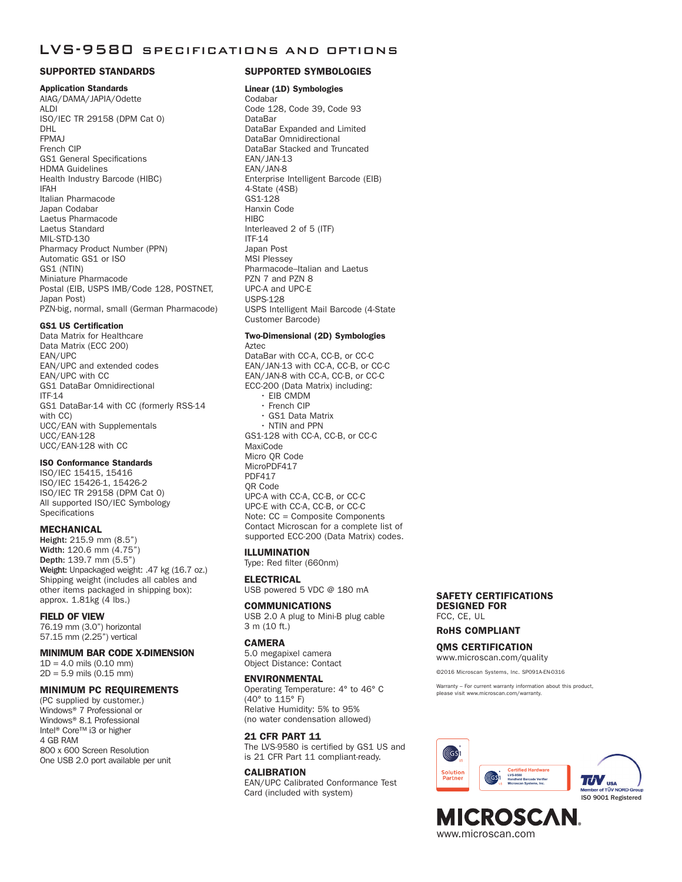# LVS-9580 SPECIFICATIONS AND OPTIONS

## SUPPORTED STANDARDS

### Application Standards

AIAG/DAMA/JAPIA/Odette
ALDI
ISO/IEC TR 29158 (DPM Cat 0)
DHL
FPMAJ
French CIP
GS1 General Specifications
HDMA Guidelines
Health Industry Barcode (HIBC)
IFAH
Italian Pharmacode
Japan Codabar
Laetus Pharmacode
Laetus Standard
MIL-STD-130
Pharmacy Product Number (PPN)
Automatic GS1 or ISO
GS1 (NTIN)
Miniature Pharmacode
Postal (EIB, USPS IMB/Code 128, POSTNET, Japan Post)
PZN-big, normal, small (German Pharmacode)

### GS1 US Certification

Data Matrix for Healthcare
Data Matrix (ECC 200)
EAN/UPC
EAN/UPC and extended codes
EAN/UPC with CC
GS1 DataBar Omnidirectional
ITF-14
GS1 DataBar-14 with CC (formerly RSS-14 with CC)
UCC/EAN with Supplementals
UCC/EAN-128
UCC/EAN-128 with CC

### ISO Conformance Standards

ISO/IEC 15415, 15416
ISO/IEC 15426-1, 15426-2
ISO/IEC TR 29158 (DPM Cat 0)
All supported ISO/IEC Symbology Specifications

## MECHANICAL

**Height:** 215.9 mm (8.5")
**Width:** 120.6 mm (4.75")
**Depth:** 139.7 mm (5.5")
**Weight:** Unpackaged weight: .47 kg (16.7 oz.)
Shipping weight (includes all cables and other items packaged in shipping box): approx. 1.81kg (4 lbs.)

## FIELD OF VIEW

76.19 mm (3.0") horizontal
57.15 mm (2.25") vertical

## MINIMUM BAR CODE X-DIMENSION

1D = 4.0 mils (0.10 mm)
2D = 5.9 mils (0.15 mm)

## MINIMUM PC REQUIREMENTS

(PC supplied by customer.)
Windows® 7 Professional or
Windows® 8.1 Professional
Intel® Core™ i3 or higher
4 GB RAM
800 x 600 Screen Resolution
One USB 2.0 port available per unit

## SUPPORTED SYMBOLOGIES

### Linear (1D) Symbologies

Codabar
Code 128, Code 39, Code 93
DataBar
DataBar Expanded and Limited
DataBar Omnidirectional
DataBar Stacked and Truncated
EAN/JAN-13
EAN/JAN-8
Enterprise Intelligent Barcode (EIB)
4-State (4SB)
GS1-128
Hanxin Code
HIBC
Interleaved 2 of 5 (ITF)
ITF-14
Japan Post
MSI Plessey
Pharmacode–Italian and Laetus
PZN 7 and PZN 8
UPC-A and UPC-E
USPS-128
USPS Intelligent Mail Barcode (4-State Customer Barcode)

### Two-Dimensional (2D) Symbologies

Aztec
DataBar with CC-A, CC-B, or CC-C
EAN/JAN-13 with CC-A, CC-B, or CC-C
EAN/JAN-8 with CC-A, CC-B, or CC-C
ECC-200 (Data Matrix) including:

- EIB CMDM
- French CIP
- GS1 Data Matrix
- NTIN and PPN

GS1-128 with CC-A, CC-B, or CC-C
MaxiCode
Micro QR Code
MicroPDF417
PDF417
QR Code
UPC-A with CC-A, CC-B, or CC-C
UPC-E with CC-A, CC-B, or CC-C
Note: CC = Composite Components
Contact Microscan for a complete list of supported ECC-200 (Data Matrix) codes.

## ILLUMINATION

Type: Red filter (660nm)

## ELECTRICAL

USB powered 5 VDC @ 180 mA

## COMMUNICATIONS

USB 2.0 A plug to Mini-B plug cable
3 m (10 ft.)

## CAMERA

5.0 megapixel camera
Object Distance: Contact

## ENVIRONMENTAL

Operating Temperature: 4° to 46° C (40° to 115° F)
Relative Humidity: 5% to 95% (no water condensation allowed)

## 21 CFR PART 11

The LVS-9580 is certified by GS1 US and is 21 CFR Part 11 compliant-ready.

## CALIBRATION

EAN/UPC Calibrated Conformance Test Card (included with system)

## SAFETY CERTIFICATIONS DESIGNED FOR

FCC, CE, UL

## RoHS COMPLIANT

## QMS CERTIFICATION

www.microscan.com/quality

©2016 Microscan Systems, Inc. SP091A-EN-0316

Warranty – For current warranty information about this product, please visit www.microscan.com/warranty.

GS1 US Solution Partner

Certified Hardware
LVS-9580
Handheld Barcode Verifier
Microscan Systems, Inc.

TÜV USA
Member of TÜV NORD Group
ISO 9001 Registered

MICROSCAN
www.microscan.com